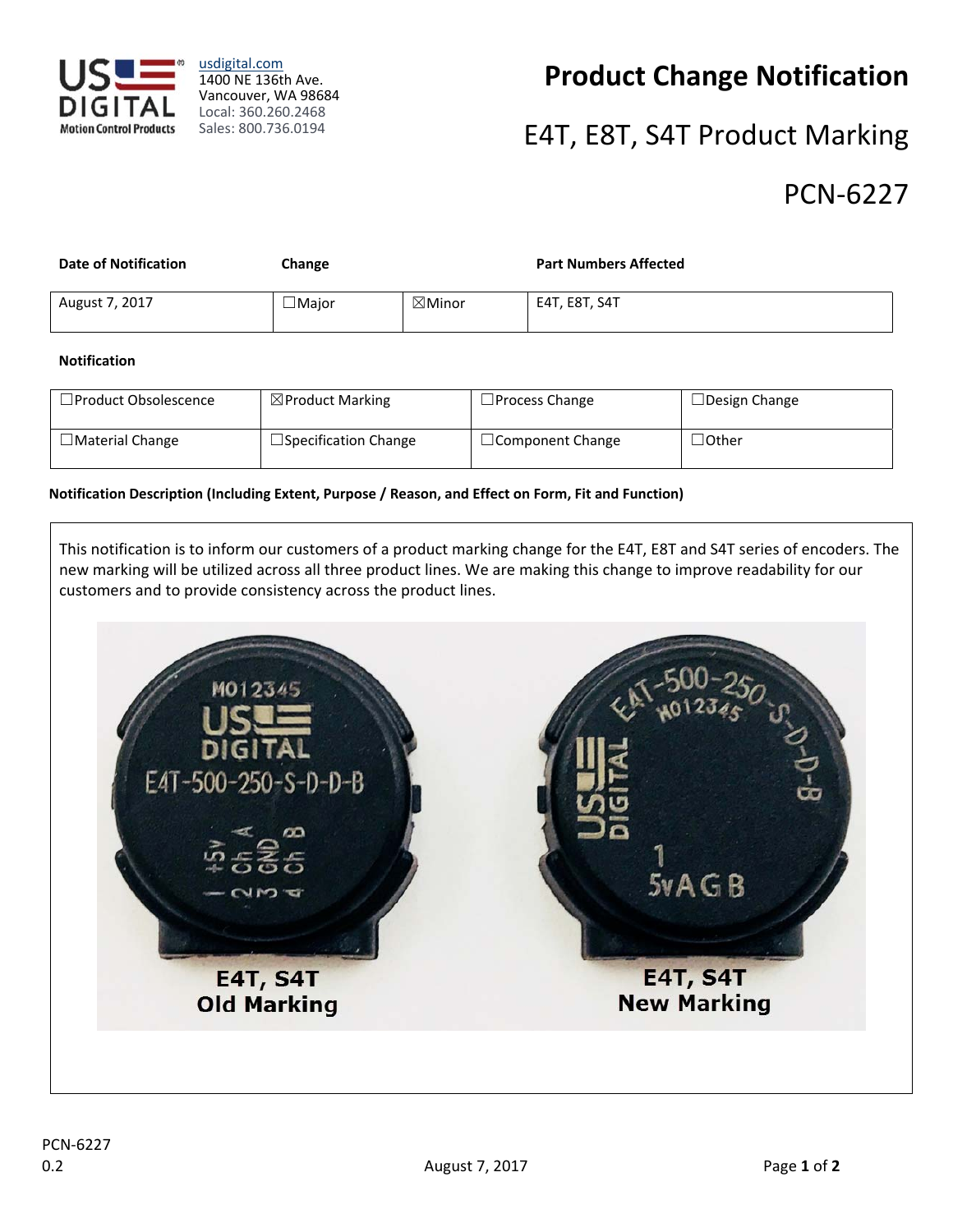US DIGITAL Motion Control Products

usdigital.com
1400 NE 136th Ave.
Vancouver, WA 98684
Local: 360.260.2468
Sales: 800.736.0194

# Product Change Notification

## E4T, E8T, S4T Product Marking

## PCN-6227

| Date of Notification | Change | | Part Numbers Affected |
|---|---|---|---|
| August 7, 2017 | ☐Major | ☒Minor | E4T, E8T, S4T |

**Notification**

| | | | |
|---|---|---|---|
| ☐Product Obsolescence | ☒Product Marking | ☐Process Change | ☐Design Change |
| ☐Material Change | ☐Specification Change | ☐Component Change | ☐Other |

**Notification Description (Including Extent, Purpose / Reason, and Effect on Form, Fit and Function)**

This notification is to inform our customers of a product marking change for the E4T, E8T and S4T series of encoders. The new marking will be utilized across all three product lines. We are making this change to improve readability for our customers and to provide consistency across the product lines.

**E4T, S4T**
**Old Marking**

**E4T, S4T**
**New Marking**

PCN-6227
0.2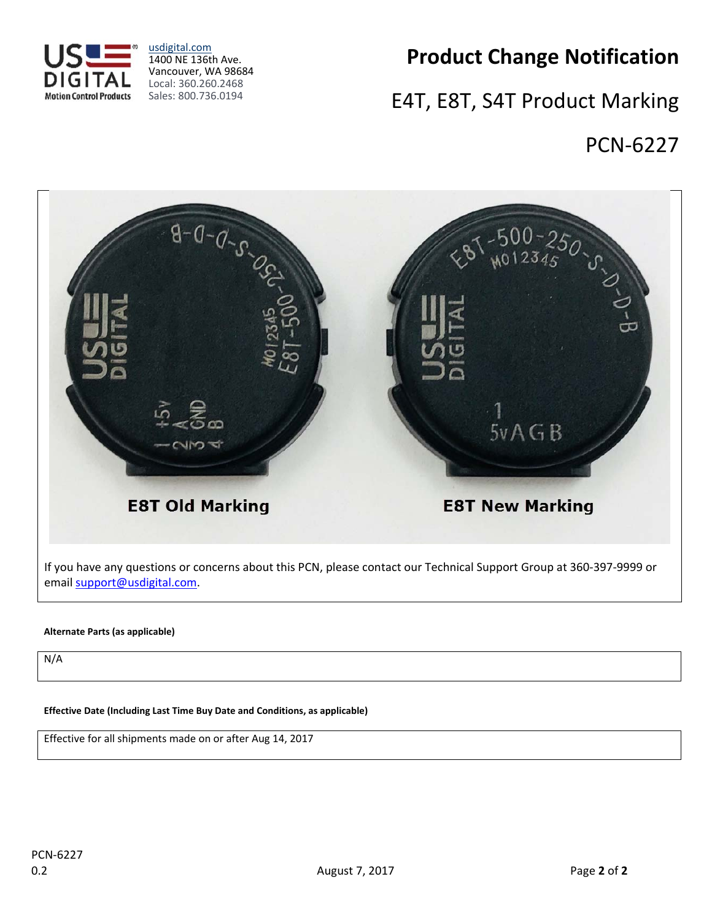# Product Change Notification

## E4T, E8T, S4T Product Marking

## PCN-6227

E8T Old Marking

E8T New Marking

If you have any questions or concerns about this PCN, please contact our Technical Support Group at 360-397-9999 or email support@usdigital.com.

**Alternate Parts (as applicable)**

N/A

**Effective Date (Including Last Time Buy Date and Conditions, as applicable)**

Effective for all shipments made on or after Aug 14, 2017